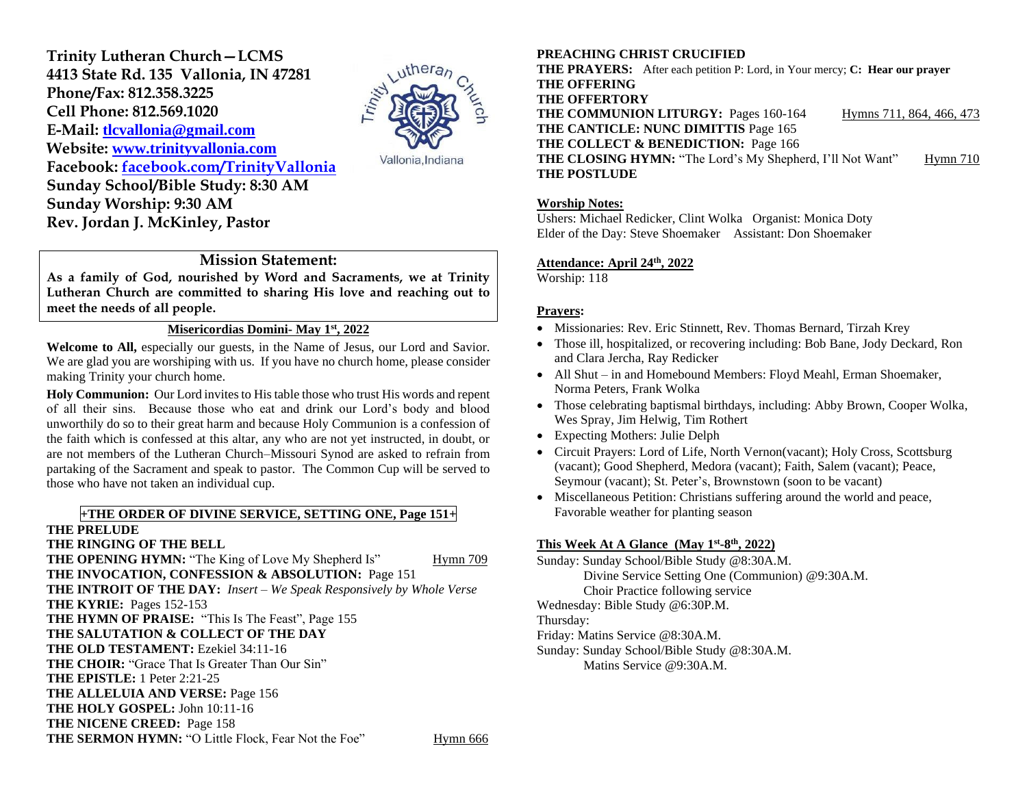**Trinity Lutheran Church—LCMS**
**4413 State Rd. 135 Vallonia, IN 47281**
**Phone/Fax: 812.358.3225**
**Cell Phone: 812.569.1020**
**E-Mail: tlcvallonia@gmail.com**
**Website: www.trinityvallonia.com**
**Facebook: facebook.com/TrinityVallonia**
**Sunday School/Bible Study: 8:30 AM**
**Sunday Worship: 9:30 AM**
**Rev. Jordan J. McKinley, Pastor**

Trinity Lutheran Church
Vallonia, Indiana

## Mission Statement:

**As a family of God, nourished by Word and Sacraments, we at Trinity Lutheran Church are committed to sharing His love and reaching out to meet the needs of all people.**

### Misericordias Domini- May 1st, 2022

**Welcome to All,** especially our guests, in the Name of Jesus, our Lord and Savior. We are glad you are worshiping with us. If you have no church home, please consider making Trinity your church home.

**Holy Communion:** Our Lord invites to His table those who trust His words and repent of all their sins. Because those who eat and drink our Lord's body and blood unworthily do so to their great harm and because Holy Communion is a confession of the faith which is confessed at this altar, any who are not yet instructed, in doubt, or are not members of the Lutheran Church–Missouri Synod are asked to refrain from partaking of the Sacrament and speak to pastor. The Common Cup will be served to those who have not taken an individual cup.

### +THE ORDER OF DIVINE SERVICE, SETTING ONE, Page 151+

**THE PRELUDE**
**THE RINGING OF THE BELL**
**THE OPENING HYMN:** "The King of Love My Shepherd Is" Hymn 709
**THE INVOCATION, CONFESSION & ABSOLUTION:** Page 151
**THE INTROIT OF THE DAY:** *Insert – We Speak Responsively by Whole Verse*
**THE KYRIE:** Pages 152-153
**THE HYMN OF PRAISE:** "This Is The Feast", Page 155
**THE SALUTATION & COLLECT OF THE DAY**
**THE OLD TESTAMENT:** Ezekiel 34:11-16
**THE CHOIR:** "Grace That Is Greater Than Our Sin"
**THE EPISTLE:** 1 Peter 2:21-25
**THE ALLELUIA AND VERSE:** Page 156
**THE HOLY GOSPEL:** John 10:11-16
**THE NICENE CREED:** Page 158
**THE SERMON HYMN:** "O Little Flock, Fear Not the Foe" Hymn 666
**PREACHING CHRIST CRUCIFIED**
**THE PRAYERS:** After each petition P: Lord, in Your mercy; **C: Hear our prayer**
**THE OFFERING**
**THE OFFERTORY**
**THE COMMUNION LITURGY:** Pages 160-164 Hymns 711, 864, 466, 473
**THE CANTICLE: NUNC DIMITTIS** Page 165
**THE COLLECT & BENEDICTION:** Page 166
**THE CLOSING HYMN:** "The Lord's My Shepherd, I'll Not Want" Hymn 710
**THE POSTLUDE**

**Worship Notes:**
Ushers: Michael Redicker, Clint Wolka Organist: Monica Doty
Elder of the Day: Steve Shoemaker Assistant: Don Shoemaker

**Attendance: April 24th, 2022**
Worship: 118

**Prayers:**

- Missionaries: Rev. Eric Stinnett, Rev. Thomas Bernard, Tirzah Krey
- Those ill, hospitalized, or recovering including: Bob Bane, Jody Deckard, Ron and Clara Jercha, Ray Redicker
- All Shut – in and Homebound Members: Floyd Meahl, Erman Shoemaker, Norma Peters, Frank Wolka
- Those celebrating baptismal birthdays, including: Abby Brown, Cooper Wolka, Wes Spray, Jim Helwig, Tim Rothert
- Expecting Mothers: Julie Delph
- Circuit Prayers: Lord of Life, North Vernon(vacant); Holy Cross, Scottsburg (vacant); Good Shepherd, Medora (vacant); Faith, Salem (vacant); Peace, Seymour (vacant); St. Peter's, Brownstown (soon to be vacant)
- Miscellaneous Petition: Christians suffering around the world and peace, Favorable weather for planting season

**This Week At A Glance (May 1st-8th, 2022)**

Sunday: Sunday School/Bible Study @8:30A.M.
Divine Service Setting One (Communion) @9:30A.M.
Choir Practice following service
Wednesday: Bible Study @6:30P.M.
Thursday:
Friday: Matins Service @8:30A.M.
Sunday: Sunday School/Bible Study @8:30A.M.
Matins Service @9:30A.M.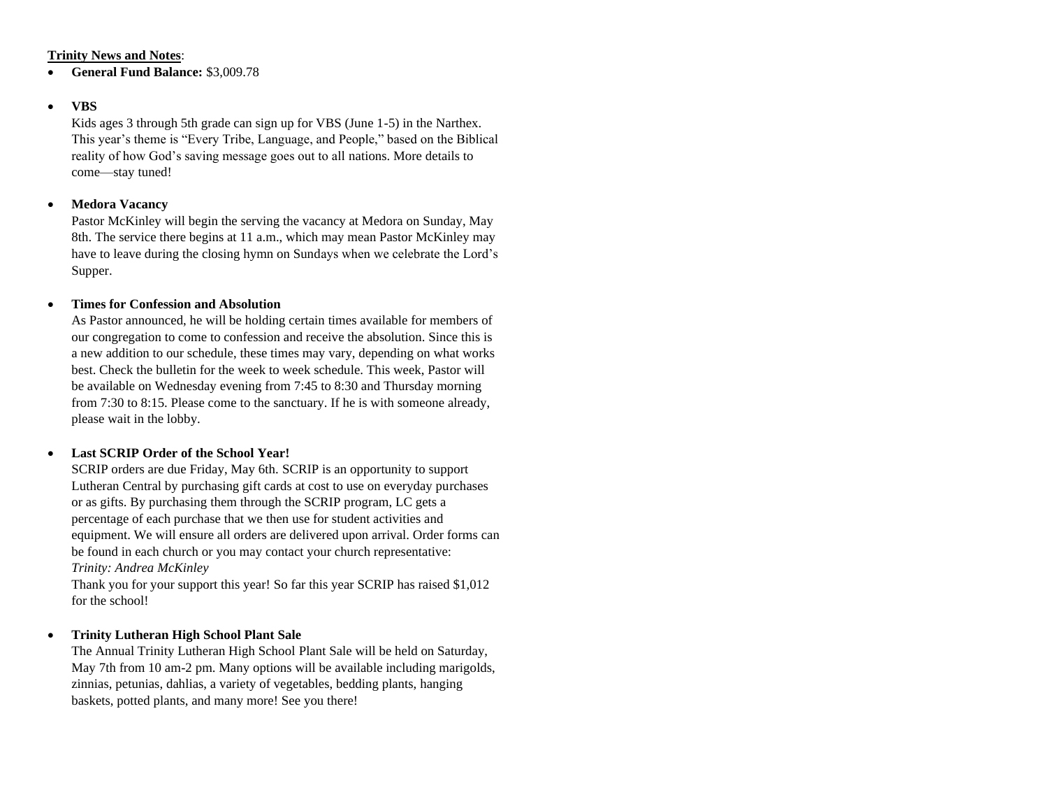**Trinity News and Notes**:

- **General Fund Balance:** $3,009.78

- **VBS**

  Kids ages 3 through 5th grade can sign up for VBS (June 1-5) in the Narthex. This year's theme is "Every Tribe, Language, and People," based on the Biblical reality of how God's saving message goes out to all nations. More details to come—stay tuned!

- **Medora Vacancy**

  Pastor McKinley will begin the serving the vacancy at Medora on Sunday, May 8th. The service there begins at 11 a.m., which may mean Pastor McKinley may have to leave during the closing hymn on Sundays when we celebrate the Lord's Supper.

- **Times for Confession and Absolution**

  As Pastor announced, he will be holding certain times available for members of our congregation to come to confession and receive the absolution. Since this is a new addition to our schedule, these times may vary, depending on what works best. Check the bulletin for the week to week schedule. This week, Pastor will be available on Wednesday evening from 7:45 to 8:30 and Thursday morning from 7:30 to 8:15. Please come to the sanctuary. If he is with someone already, please wait in the lobby.

- **Last SCRIP Order of the School Year!**

  SCRIP orders are due Friday, May 6th. SCRIP is an opportunity to support Lutheran Central by purchasing gift cards at cost to use on everyday purchases or as gifts. By purchasing them through the SCRIP program, LC gets a percentage of each purchase that we then use for student activities and equipment. We will ensure all orders are delivered upon arrival. Order forms can be found in each church or you may contact your church representative:

  *Trinity: Andrea McKinley*

  Thank you for your support this year! So far this year SCRIP has raised $1,012 for the school!

- **Trinity Lutheran High School Plant Sale**

  The Annual Trinity Lutheran High School Plant Sale will be held on Saturday, May 7th from 10 am-2 pm. Many options will be available including marigolds, zinnias, petunias, dahlias, a variety of vegetables, bedding plants, hanging baskets, potted plants, and many more! See you there!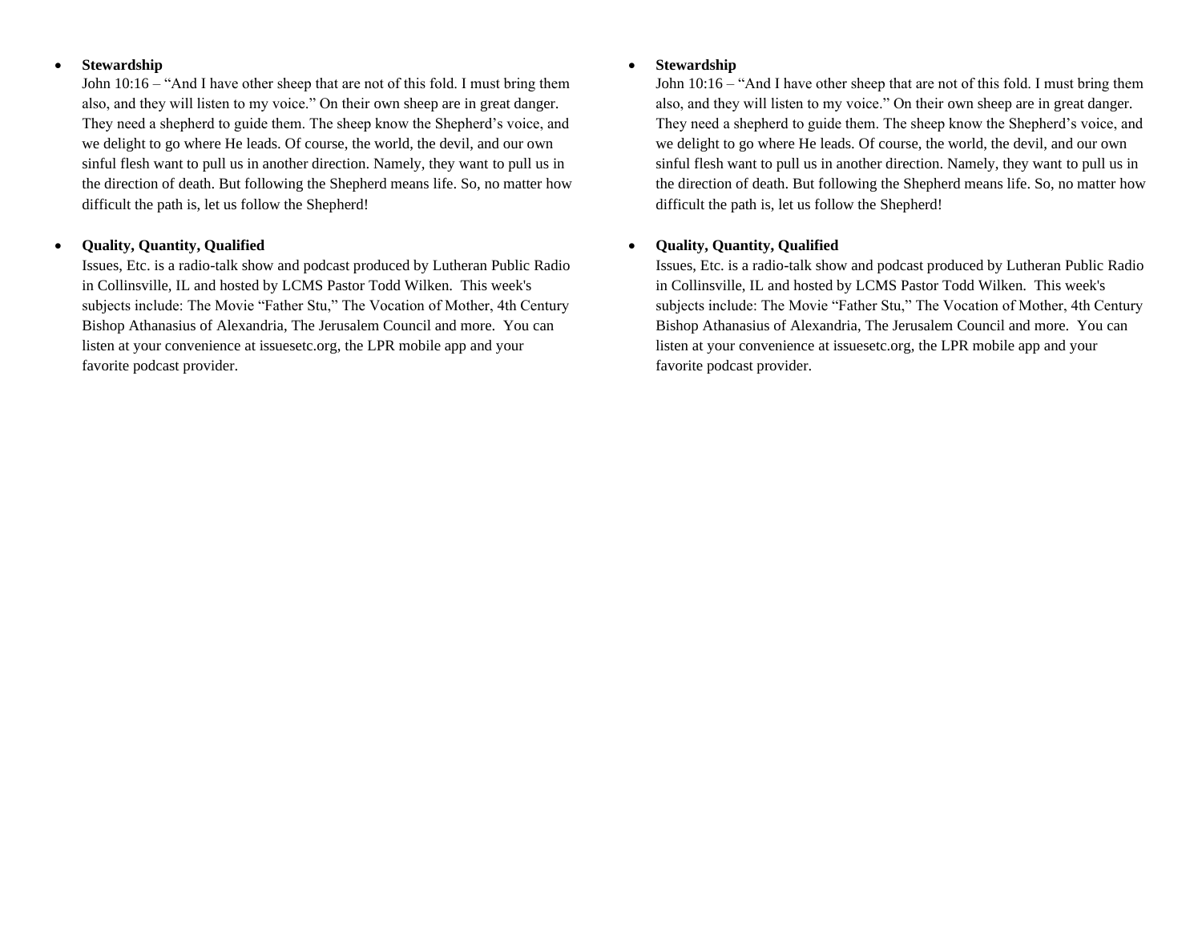- **Stewardship**
  John 10:16 – "And I have other sheep that are not of this fold. I must bring them also, and they will listen to my voice." On their own sheep are in great danger. They need a shepherd to guide them. The sheep know the Shepherd's voice, and we delight to go where He leads. Of course, the world, the devil, and our own sinful flesh want to pull us in another direction. Namely, they want to pull us in the direction of death. But following the Shepherd means life. So, no matter how difficult the path is, let us follow the Shepherd!

- **Quality, Quantity, Qualified**
  Issues, Etc. is a radio-talk show and podcast produced by Lutheran Public Radio in Collinsville, IL and hosted by LCMS Pastor Todd Wilken. This week's subjects include: The Movie "Father Stu," The Vocation of Mother, 4th Century Bishop Athanasius of Alexandria, The Jerusalem Council and more. You can listen at your convenience at issuesetc.org, the LPR mobile app and your favorite podcast provider.

- **Stewardship**
  John 10:16 – "And I have other sheep that are not of this fold. I must bring them also, and they will listen to my voice." On their own sheep are in great danger. They need a shepherd to guide them. The sheep know the Shepherd's voice, and we delight to go where He leads. Of course, the world, the devil, and our own sinful flesh want to pull us in another direction. Namely, they want to pull us in the direction of death. But following the Shepherd means life. So, no matter how difficult the path is, let us follow the Shepherd!

- **Quality, Quantity, Qualified**
  Issues, Etc. is a radio-talk show and podcast produced by Lutheran Public Radio in Collinsville, IL and hosted by LCMS Pastor Todd Wilken. This week's subjects include: The Movie "Father Stu," The Vocation of Mother, 4th Century Bishop Athanasius of Alexandria, The Jerusalem Council and more. You can listen at your convenience at issuesetc.org, the LPR mobile app and your favorite podcast provider.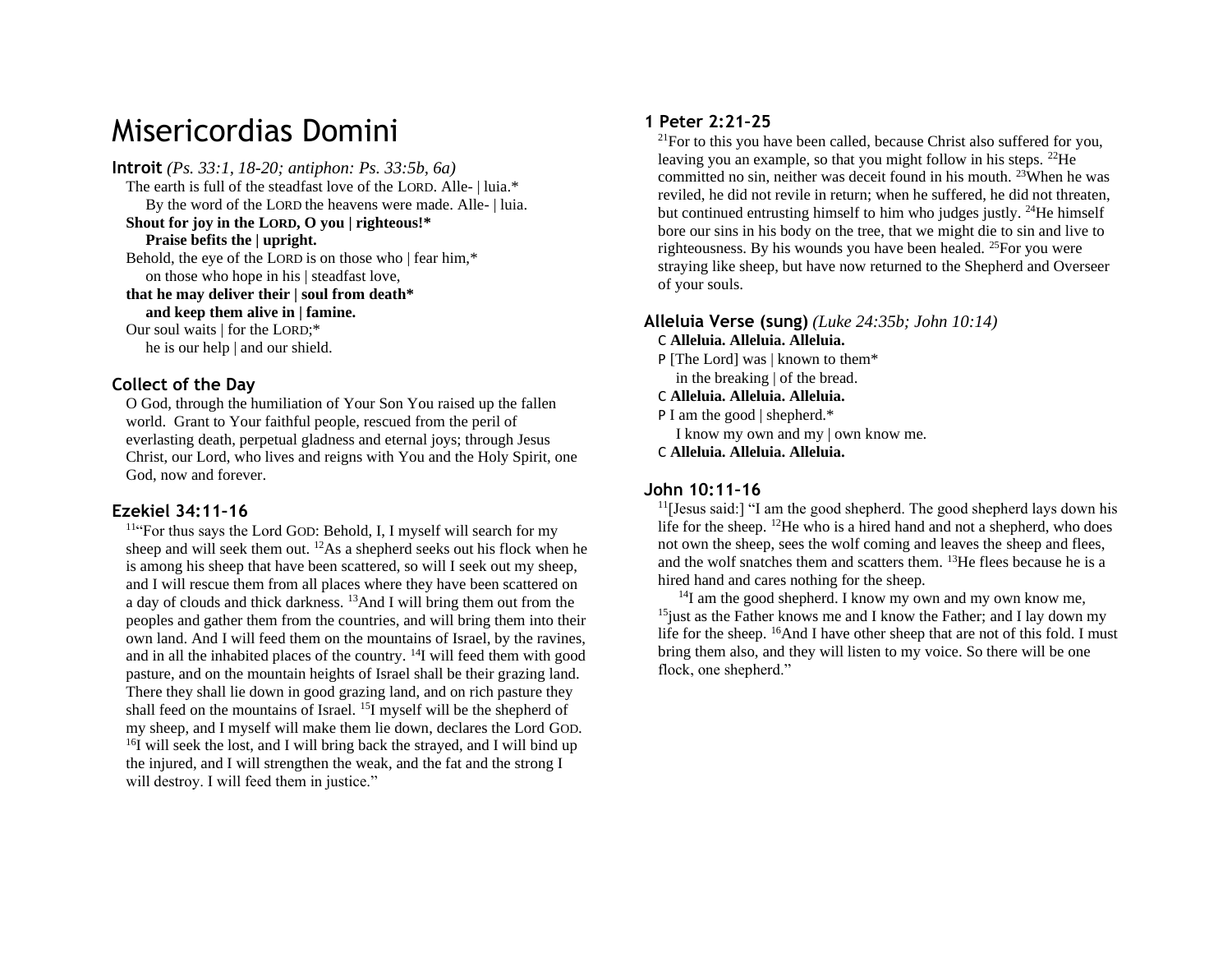# Misericordias Domini

## Introit *(Ps. 33:1, 18-20; antiphon: Ps. 33:5b, 6a)*

The earth is full of the steadfast love of the LORD. Alle- | luia.*
By the word of the LORD the heavens were made. Alle- | luia.
**Shout for joy in the LORD, O you | righteous!***
**Praise befits the | upright.**
Behold, the eye of the LORD is on those who | fear him,*
on those who hope in his | steadfast love,
**that he may deliver their | soul from death***
**and keep them alive in | famine.**
Our soul waits | for the LORD;*
he is our help | and our shield.

## Collect of the Day

O God, through the humiliation of Your Son You raised up the fallen world. Grant to Your faithful people, rescued from the peril of everlasting death, perpetual gladness and eternal joys; through Jesus Christ, our Lord, who lives and reigns with You and the Holy Spirit, one God, now and forever.

## Ezekiel 34:11–16

[11]"For thus says the Lord GOD: Behold, I, I myself will search for my sheep and will seek them out. [12]As a shepherd seeks out his flock when he is among his sheep that have been scattered, so will I seek out my sheep, and I will rescue them from all places where they have been scattered on a day of clouds and thick darkness. [13]And I will bring them out from the peoples and gather them from the countries, and will bring them into their own land. And I will feed them on the mountains of Israel, by the ravines, and in all the inhabited places of the country. [14]I will feed them with good pasture, and on the mountain heights of Israel shall be their grazing land. There they shall lie down in good grazing land, and on rich pasture they shall feed on the mountains of Israel. [15]I myself will be the shepherd of my sheep, and I myself will make them lie down, declares the Lord GOD. [16]I will seek the lost, and I will bring back the strayed, and I will bind up the injured, and I will strengthen the weak, and the fat and the strong I will destroy. I will feed them in justice."

## 1 Peter 2:21–25

[21]For to this you have been called, because Christ also suffered for you, leaving you an example, so that you might follow in his steps. [22]He committed no sin, neither was deceit found in his mouth. [23]When he was reviled, he did not revile in return; when he suffered, he did not threaten, but continued entrusting himself to him who judges justly. [24]He himself bore our sins in his body on the tree, that we might die to sin and live to righteousness. By his wounds you have been healed. [25]For you were straying like sheep, but have now returned to the Shepherd and Overseer of your souls.

## Alleluia Verse (sung) *(Luke 24:35b; John 10:14)*

C **Alleluia. Alleluia. Alleluia.**
P [The Lord] was | known to them*
in the breaking | of the bread.
C **Alleluia. Alleluia. Alleluia.**
P I am the good | shepherd.*
I know my own and my | own know me.
C **Alleluia. Alleluia. Alleluia.**

## John 10:11–16

[11][Jesus said:] "I am the good shepherd. The good shepherd lays down his life for the sheep. [12]He who is a hired hand and not a shepherd, who does not own the sheep, sees the wolf coming and leaves the sheep and flees, and the wolf snatches them and scatters them. [13]He flees because he is a hired hand and cares nothing for the sheep.

[14]I am the good shepherd. I know my own and my own know me, [15]just as the Father knows me and I know the Father; and I lay down my life for the sheep. [16]And I have other sheep that are not of this fold. I must bring them also, and they will listen to my voice. So there will be one flock, one shepherd."